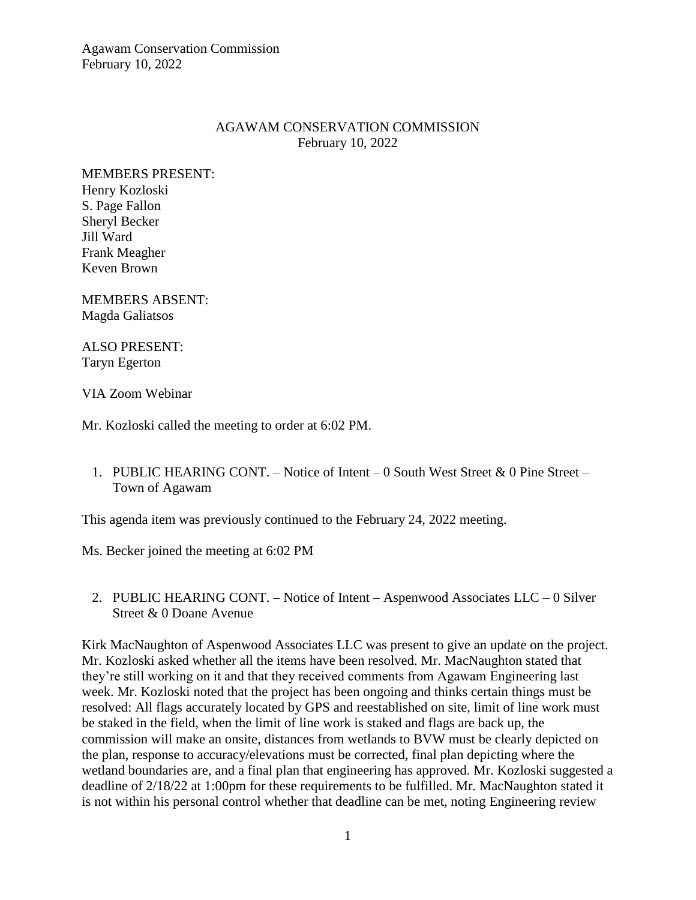# AGAWAM CONSERVATION COMMISSION

February 10, 2022

MEMBERS PRESENT:
Henry Kozloski
S. Page Fallon
Sheryl Becker
Jill Ward
Frank Meagher
Keven Brown

MEMBERS ABSENT:
Magda Galiatsos

ALSO PRESENT:
Taryn Egerton

VIA Zoom Webinar

Mr. Kozloski called the meeting to order at 6:02 PM.

1. PUBLIC HEARING CONT. – Notice of Intent – 0 South West Street & 0 Pine Street – Town of Agawam

This agenda item was previously continued to the February 24, 2022 meeting.

Ms. Becker joined the meeting at 6:02 PM

2. PUBLIC HEARING CONT. – Notice of Intent – Aspenwood Associates LLC – 0 Silver Street & 0 Doane Avenue

Kirk MacNaughton of Aspenwood Associates LLC was present to give an update on the project. Mr. Kozloski asked whether all the items have been resolved. Mr. MacNaughton stated that they're still working on it and that they received comments from Agawam Engineering last week. Mr. Kozloski noted that the project has been ongoing and thinks certain things must be resolved: All flags accurately located by GPS and reestablished on site, limit of line work must be staked in the field, when the limit of line work is staked and flags are back up, the commission will make an onsite, distances from wetlands to BVW must be clearly depicted on the plan, response to accuracy/elevations must be corrected, final plan depicting where the wetland boundaries are, and a final plan that engineering has approved. Mr. Kozloski suggested a deadline of 2/18/22 at 1:00pm for these requirements to be fulfilled. Mr. MacNaughton stated it is not within his personal control whether that deadline can be met, noting Engineering review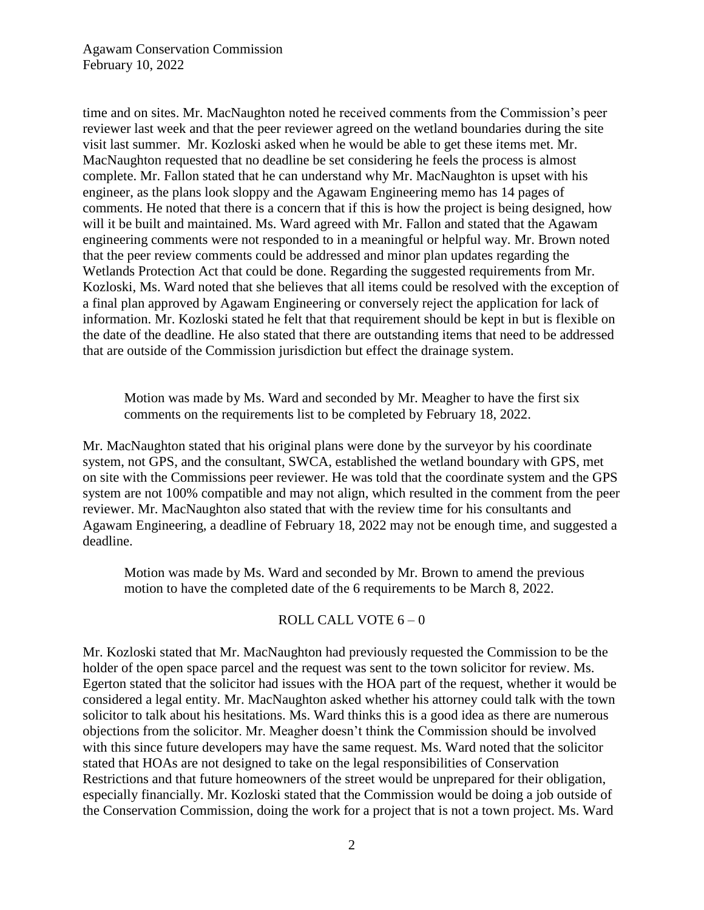time and on sites. Mr. MacNaughton noted he received comments from the Commission's peer reviewer last week and that the peer reviewer agreed on the wetland boundaries during the site visit last summer. Mr. Kozloski asked when he would be able to get these items met. Mr. MacNaughton requested that no deadline be set considering he feels the process is almost complete. Mr. Fallon stated that he can understand why Mr. MacNaughton is upset with his engineer, as the plans look sloppy and the Agawam Engineering memo has 14 pages of comments. He noted that there is a concern that if this is how the project is being designed, how will it be built and maintained. Ms. Ward agreed with Mr. Fallon and stated that the Agawam engineering comments were not responded to in a meaningful or helpful way. Mr. Brown noted that the peer review comments could be addressed and minor plan updates regarding the Wetlands Protection Act that could be done. Regarding the suggested requirements from Mr. Kozloski, Ms. Ward noted that she believes that all items could be resolved with the exception of a final plan approved by Agawam Engineering or conversely reject the application for lack of information. Mr. Kozloski stated he felt that that requirement should be kept in but is flexible on the date of the deadline. He also stated that there are outstanding items that need to be addressed that are outside of the Commission jurisdiction but effect the drainage system.

> Motion was made by Ms. Ward and seconded by Mr. Meagher to have the first six comments on the requirements list to be completed by February 18, 2022.

Mr. MacNaughton stated that his original plans were done by the surveyor by his coordinate system, not GPS, and the consultant, SWCA, established the wetland boundary with GPS, met on site with the Commissions peer reviewer. He was told that the coordinate system and the GPS system are not 100% compatible and may not align, which resulted in the comment from the peer reviewer. Mr. MacNaughton also stated that with the review time for his consultants and Agawam Engineering, a deadline of February 18, 2022 may not be enough time, and suggested a deadline.

> Motion was made by Ms. Ward and seconded by Mr. Brown to amend the previous motion to have the completed date of the 6 requirements to be March 8, 2022.

ROLL CALL VOTE 6 – 0

Mr. Kozloski stated that Mr. MacNaughton had previously requested the Commission to be the holder of the open space parcel and the request was sent to the town solicitor for review. Ms. Egerton stated that the solicitor had issues with the HOA part of the request, whether it would be considered a legal entity. Mr. MacNaughton asked whether his attorney could talk with the town solicitor to talk about his hesitations. Ms. Ward thinks this is a good idea as there are numerous objections from the solicitor. Mr. Meagher doesn't think the Commission should be involved with this since future developers may have the same request. Ms. Ward noted that the solicitor stated that HOAs are not designed to take on the legal responsibilities of Conservation Restrictions and that future homeowners of the street would be unprepared for their obligation, especially financially. Mr. Kozloski stated that the Commission would be doing a job outside of the Conservation Commission, doing the work for a project that is not a town project. Ms. Ward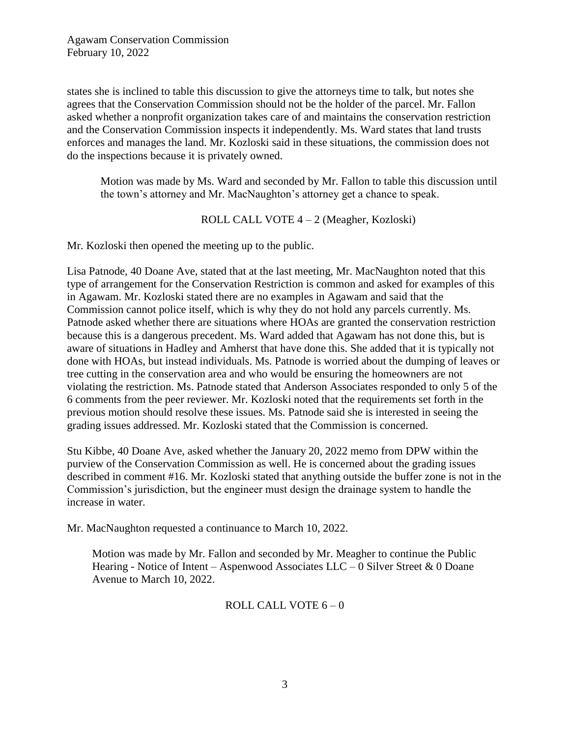states she is inclined to table this discussion to give the attorneys time to talk, but notes she agrees that the Conservation Commission should not be the holder of the parcel. Mr. Fallon asked whether a nonprofit organization takes care of and maintains the conservation restriction and the Conservation Commission inspects it independently. Ms. Ward states that land trusts enforces and manages the land. Mr. Kozloski said in these situations, the commission does not do the inspections because it is privately owned.

> Motion was made by Ms. Ward and seconded by Mr. Fallon to table this discussion until the town's attorney and Mr. MacNaughton's attorney get a chance to speak.
>
> ROLL CALL VOTE 4 – 2 (Meagher, Kozloski)

Mr. Kozloski then opened the meeting up to the public.

Lisa Patnode, 40 Doane Ave, stated that at the last meeting, Mr. MacNaughton noted that this type of arrangement for the Conservation Restriction is common and asked for examples of this in Agawam. Mr. Kozloski stated there are no examples in Agawam and said that the Commission cannot police itself, which is why they do not hold any parcels currently. Ms. Patnode asked whether there are situations where HOAs are granted the conservation restriction because this is a dangerous precedent. Ms. Ward added that Agawam has not done this, but is aware of situations in Hadley and Amherst that have done this. She added that it is typically not done with HOAs, but instead individuals. Ms. Patnode is worried about the dumping of leaves or tree cutting in the conservation area and who would be ensuring the homeowners are not violating the restriction. Ms. Patnode stated that Anderson Associates responded to only 5 of the 6 comments from the peer reviewer. Mr. Kozloski noted that the requirements set forth in the previous motion should resolve these issues. Ms. Patnode said she is interested in seeing the grading issues addressed. Mr. Kozloski stated that the Commission is concerned.

Stu Kibbe, 40 Doane Ave, asked whether the January 20, 2022 memo from DPW within the purview of the Conservation Commission as well. He is concerned about the grading issues described in comment #16. Mr. Kozloski stated that anything outside the buffer zone is not in the Commission's jurisdiction, but the engineer must design the drainage system to handle the increase in water.

Mr. MacNaughton requested a continuance to March 10, 2022.

> Motion was made by Mr. Fallon and seconded by Mr. Meagher to continue the Public Hearing - Notice of Intent – Aspenwood Associates LLC – 0 Silver Street & 0 Doane Avenue to March 10, 2022.
>
> ROLL CALL VOTE 6 – 0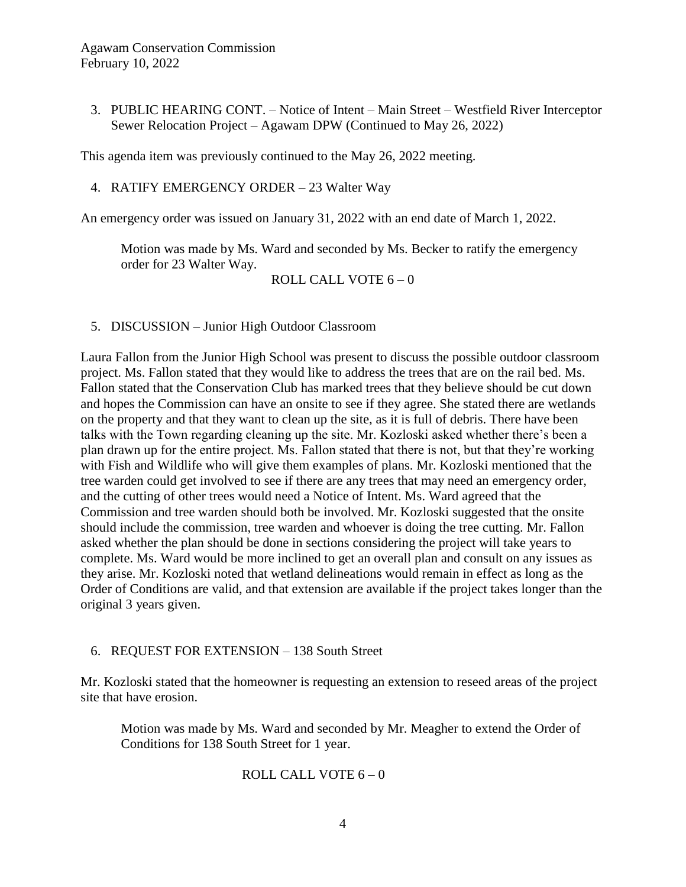3. PUBLIC HEARING CONT. – Notice of Intent – Main Street – Westfield River Interceptor Sewer Relocation Project – Agawam DPW (Continued to May 26, 2022)

This agenda item was previously continued to the May 26, 2022 meeting.

4. RATIFY EMERGENCY ORDER – 23 Walter Way

An emergency order was issued on January 31, 2022 with an end date of March 1, 2022.

> Motion was made by Ms. Ward and seconded by Ms. Becker to ratify the emergency order for 23 Walter Way.
>
> ROLL CALL VOTE 6 – 0

5. DISCUSSION – Junior High Outdoor Classroom

Laura Fallon from the Junior High School was present to discuss the possible outdoor classroom project. Ms. Fallon stated that they would like to address the trees that are on the rail bed. Ms. Fallon stated that the Conservation Club has marked trees that they believe should be cut down and hopes the Commission can have an onsite to see if they agree. She stated there are wetlands on the property and that they want to clean up the site, as it is full of debris. There have been talks with the Town regarding cleaning up the site. Mr. Kozloski asked whether there's been a plan drawn up for the entire project. Ms. Fallon stated that there is not, but that they're working with Fish and Wildlife who will give them examples of plans. Mr. Kozloski mentioned that the tree warden could get involved to see if there are any trees that may need an emergency order, and the cutting of other trees would need a Notice of Intent. Ms. Ward agreed that the Commission and tree warden should both be involved. Mr. Kozloski suggested that the onsite should include the commission, tree warden and whoever is doing the tree cutting. Mr. Fallon asked whether the plan should be done in sections considering the project will take years to complete. Ms. Ward would be more inclined to get an overall plan and consult on any issues as they arise. Mr. Kozloski noted that wetland delineations would remain in effect as long as the Order of Conditions are valid, and that extension are available if the project takes longer than the original 3 years given.

6. REQUEST FOR EXTENSION – 138 South Street

Mr. Kozloski stated that the homeowner is requesting an extension to reseed areas of the project site that have erosion.

> Motion was made by Ms. Ward and seconded by Mr. Meagher to extend the Order of Conditions for 138 South Street for 1 year.
>
> ROLL CALL VOTE 6 – 0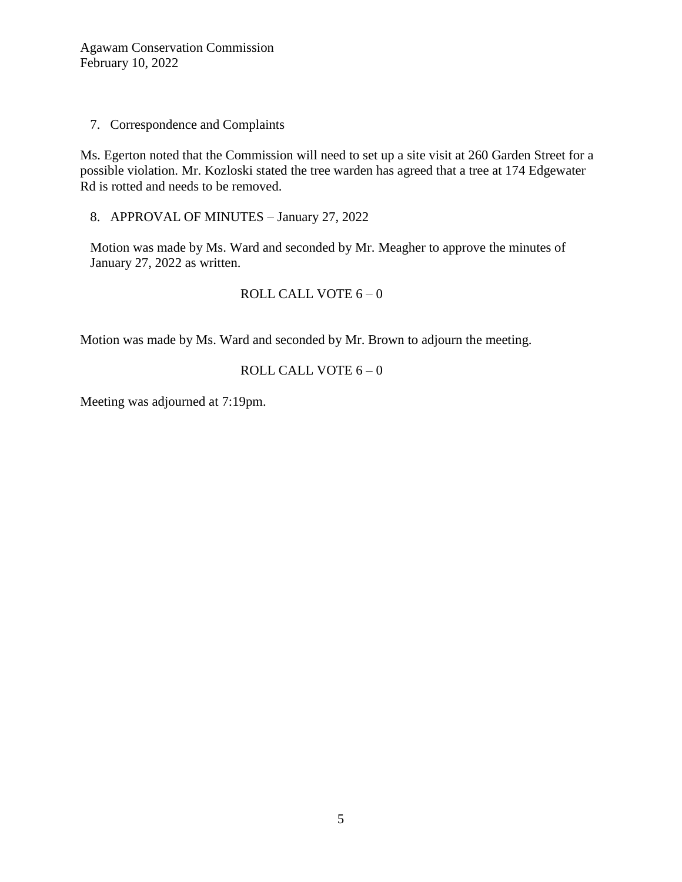7. Correspondence and Complaints

Ms. Egerton noted that the Commission will need to set up a site visit at 260 Garden Street for a possible violation. Mr. Kozloski stated the tree warden has agreed that a tree at 174 Edgewater Rd is rotted and needs to be removed.

8. APPROVAL OF MINUTES – January 27, 2022

Motion was made by Ms. Ward and seconded by Mr. Meagher to approve the minutes of January 27, 2022 as written.

ROLL CALL VOTE 6 – 0

Motion was made by Ms. Ward and seconded by Mr. Brown to adjourn the meeting.

ROLL CALL VOTE 6 – 0

Meeting was adjourned at 7:19pm.